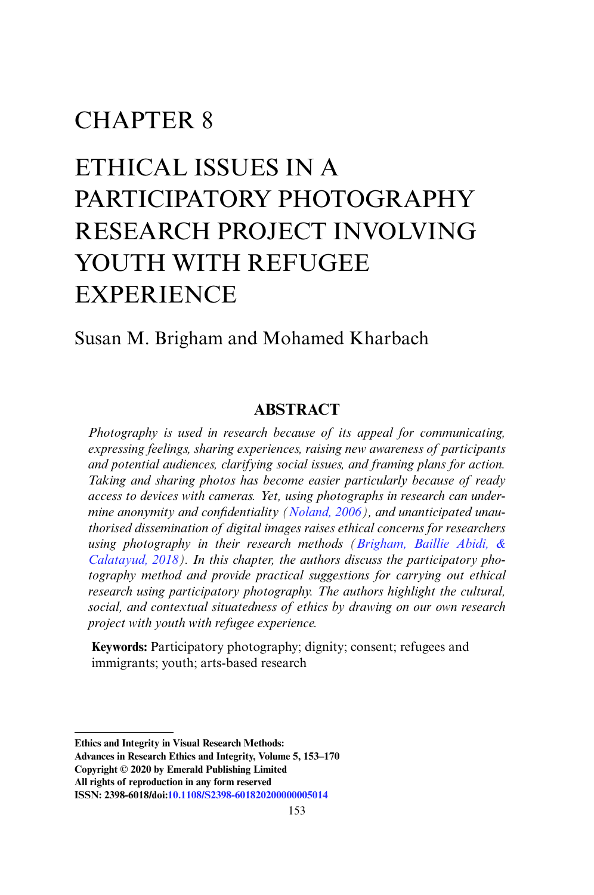# CHAPTER 8

# ETHICAL ISSUES IN A PARTICIPATORY PHOTOGRAPHY RESEARCH PROJECT INVOLVING YOUTH WITH REFUGEE EXPERIENCE

Susan M. Brigham and Mohamed Kharbach

## ABSTRACT

*Photography is used in research because of its appeal for communicating, expressing feelings, sharing experiences, raising new awareness of participants and potential audiences, clarifying social issues, and framing plans for action. Taking and sharing photos has become easier particularly because of ready access to devices with cameras. Yet, using photographs in research can undermine anonymity and confidentiality (Noland, 2006), and unanticipated unauthorised dissemination of digital images raises ethical concerns for researchers using photography in their research methods (Brigham, Baillie Abidi, & Calatayud, 2018). In this chapter, the authors discuss the participatory photography method and provide practical suggestions for carrying out ethical research using participatory photography. The authors highlight the cultural, social, and contextual situatedness of ethics by drawing on our own research project with youth with refugee experience.*

**Keywords:** Participatory photography; dignity; consent; refugees and immigrants; youth; arts-based research

---

**Ethics and Integrity in Visual Research Methods:**
**Advances in Research Ethics and Integrity, Volume 5, 153–170**
**Copyright © 2020 by Emerald Publishing Limited**
**All rights of reproduction in any form reserved**
**ISSN: 2398-6018/doi:10.1108/S2398-601820200000005014**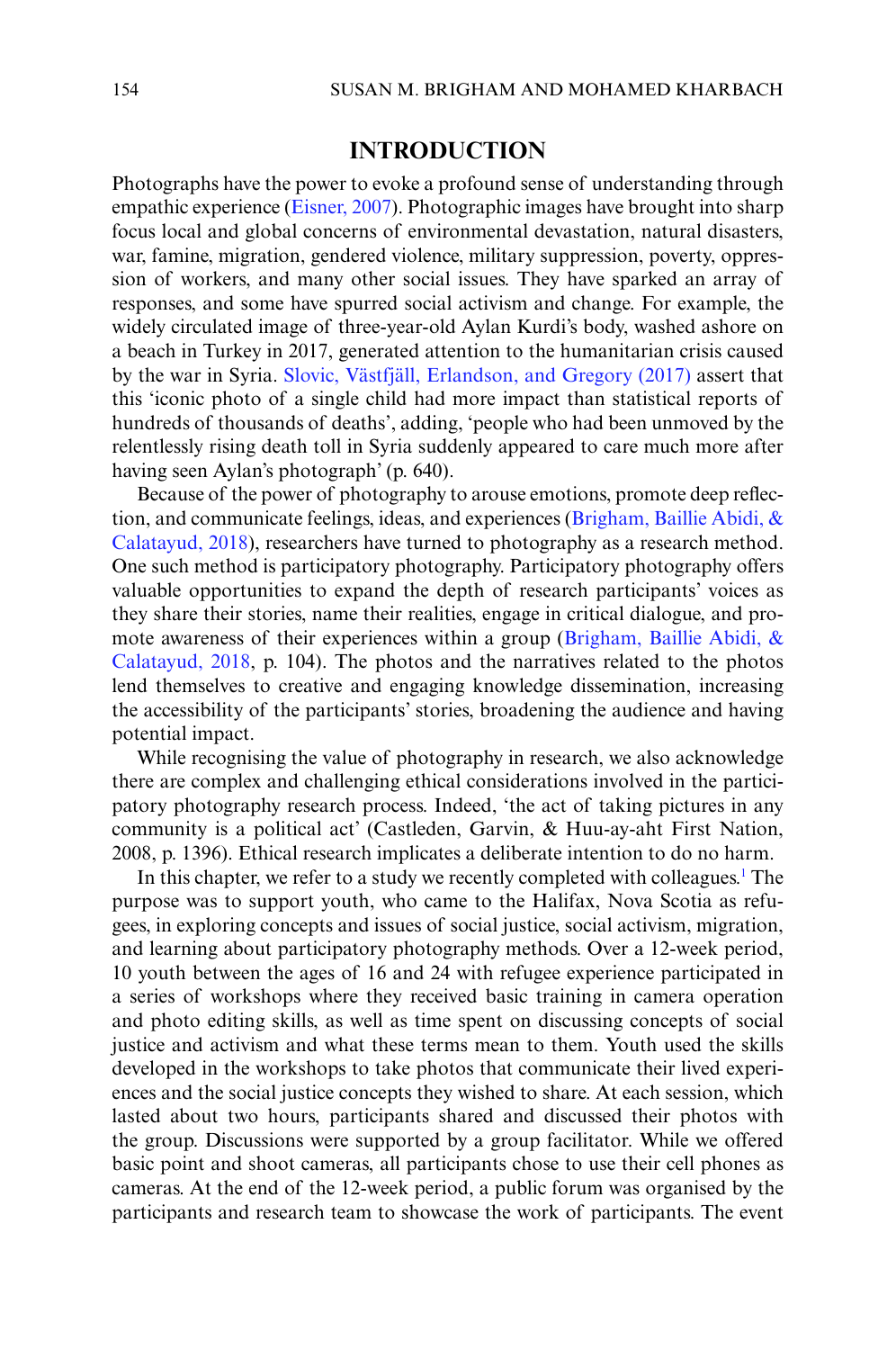## INTRODUCTION

Photographs have the power to evoke a profound sense of understanding through empathic experience (Eisner, 2007). Photographic images have brought into sharp focus local and global concerns of environmental devastation, natural disasters, war, famine, migration, gendered violence, military suppression, poverty, oppression of workers, and many other social issues. They have sparked an array of responses, and some have spurred social activism and change. For example, the widely circulated image of three-year-old Aylan Kurdi's body, washed ashore on a beach in Turkey in 2017, generated attention to the humanitarian crisis caused by the war in Syria. Slovic, Västfjäll, Erlandson, and Gregory (2017) assert that this 'iconic photo of a single child had more impact than statistical reports of hundreds of thousands of deaths', adding, 'people who had been unmoved by the relentlessly rising death toll in Syria suddenly appeared to care much more after having seen Aylan's photograph' (p. 640).

Because of the power of photography to arouse emotions, promote deep reflection, and communicate feelings, ideas, and experiences (Brigham, Baillie Abidi, & Calatayud, 2018), researchers have turned to photography as a research method. One such method is participatory photography. Participatory photography offers valuable opportunities to expand the depth of research participants' voices as they share their stories, name their realities, engage in critical dialogue, and promote awareness of their experiences within a group (Brigham, Baillie Abidi, & Calatayud, 2018, p. 104). The photos and the narratives related to the photos lend themselves to creative and engaging knowledge dissemination, increasing the accessibility of the participants' stories, broadening the audience and having potential impact.

While recognising the value of photography in research, we also acknowledge there are complex and challenging ethical considerations involved in the participatory photography research process. Indeed, 'the act of taking pictures in any community is a political act' (Castleden, Garvin, & Huu-ay-aht First Nation, 2008, p. 1396). Ethical research implicates a deliberate intention to do no harm.

In this chapter, we refer to a study we recently completed with colleagues.[1] The purpose was to support youth, who came to the Halifax, Nova Scotia as refugees, in exploring concepts and issues of social justice, social activism, migration, and learning about participatory photography methods. Over a 12-week period, 10 youth between the ages of 16 and 24 with refugee experience participated in a series of workshops where they received basic training in camera operation and photo editing skills, as well as time spent on discussing concepts of social justice and activism and what these terms mean to them. Youth used the skills developed in the workshops to take photos that communicate their lived experiences and the social justice concepts they wished to share. At each session, which lasted about two hours, participants shared and discussed their photos with the group. Discussions were supported by a group facilitator. While we offered basic point and shoot cameras, all participants chose to use their cell phones as cameras. At the end of the 12-week period, a public forum was organised by the participants and research team to showcase the work of participants. The event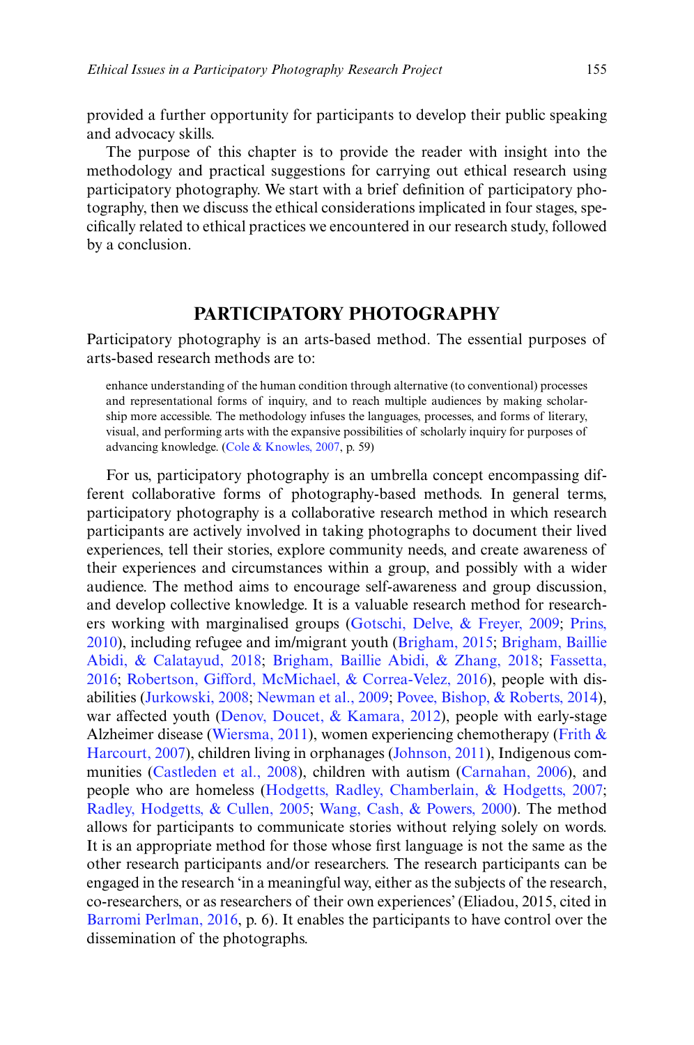provided a further opportunity for participants to develop their public speaking and advocacy skills.

The purpose of this chapter is to provide the reader with insight into the methodology and practical suggestions for carrying out ethical research using participatory photography. We start with a brief definition of participatory photography, then we discuss the ethical considerations implicated in four stages, specifically related to ethical practices we encountered in our research study, followed by a conclusion.

## PARTICIPATORY PHOTOGRAPHY

Participatory photography is an arts-based method. The essential purposes of arts-based research methods are to:

> enhance understanding of the human condition through alternative (to conventional) processes and representational forms of inquiry, and to reach multiple audiences by making scholarship more accessible. The methodology infuses the languages, processes, and forms of literary, visual, and performing arts with the expansive possibilities of scholarly inquiry for purposes of advancing knowledge. (Cole & Knowles, 2007, p. 59)

For us, participatory photography is an umbrella concept encompassing different collaborative forms of photography-based methods. In general terms, participatory photography is a collaborative research method in which research participants are actively involved in taking photographs to document their lived experiences, tell their stories, explore community needs, and create awareness of their experiences and circumstances within a group, and possibly with a wider audience. The method aims to encourage self-awareness and group discussion, and develop collective knowledge. It is a valuable research method for researchers working with marginalised groups (Gotschi, Delve, & Freyer, 2009; Prins, 2010), including refugee and im/migrant youth (Brigham, 2015; Brigham, Baillie Abidi, & Calatayud, 2018; Brigham, Baillie Abidi, & Zhang, 2018; Fassetta, 2016; Robertson, Gifford, McMichael, & Correa-Velez, 2016), people with disabilities (Jurkowski, 2008; Newman et al., 2009; Povee, Bishop, & Roberts, 2014), war affected youth (Denov, Doucet, & Kamara, 2012), people with early-stage Alzheimer disease (Wiersma, 2011), women experiencing chemotherapy (Frith & Harcourt, 2007), children living in orphanages (Johnson, 2011), Indigenous communities (Castleden et al., 2008), children with autism (Carnahan, 2006), and people who are homeless (Hodgetts, Radley, Chamberlain, & Hodgetts, 2007; Radley, Hodgetts, & Cullen, 2005; Wang, Cash, & Powers, 2000). The method allows for participants to communicate stories without relying solely on words. It is an appropriate method for those whose first language is not the same as the other research participants and/or researchers. The research participants can be engaged in the research 'in a meaningful way, either as the subjects of the research, co-researchers, or as researchers of their own experiences' (Eliadou, 2015, cited in Barromi Perlman, 2016, p. 6). It enables the participants to have control over the dissemination of the photographs.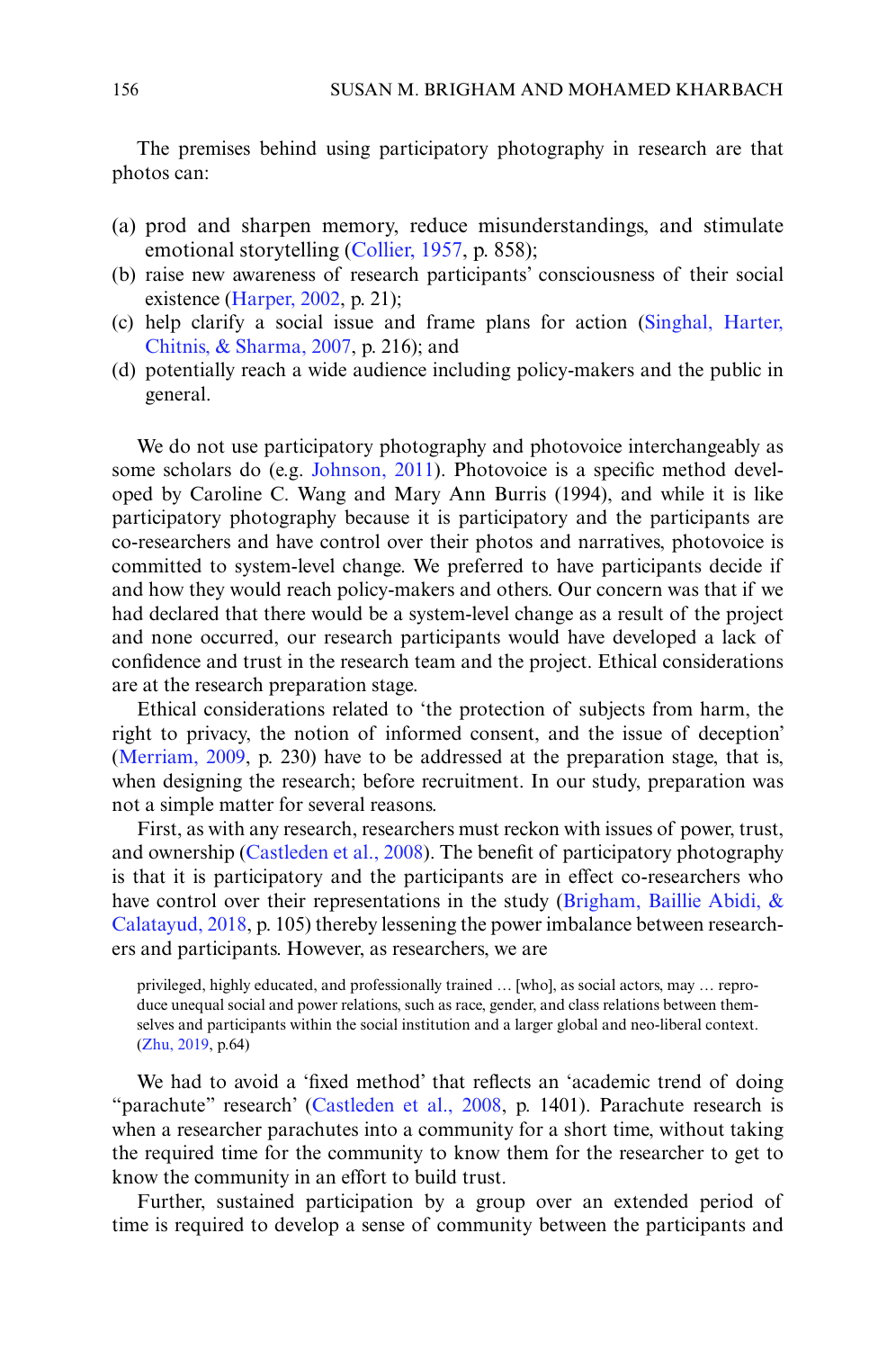The premises behind using participatory photography in research are that photos can:

(a) prod and sharpen memory, reduce misunderstandings, and stimulate emotional storytelling (Collier, 1957, p. 858);
(b) raise new awareness of research participants' consciousness of their social existence (Harper, 2002, p. 21);
(c) help clarify a social issue and frame plans for action (Singhal, Harter, Chitnis, & Sharma, 2007, p. 216); and
(d) potentially reach a wide audience including policy-makers and the public in general.

We do not use participatory photography and photovoice interchangeably as some scholars do (e.g. Johnson, 2011). Photovoice is a specific method developed by Caroline C. Wang and Mary Ann Burris (1994), and while it is like participatory photography because it is participatory and the participants are co-researchers and have control over their photos and narratives, photovoice is committed to system-level change. We preferred to have participants decide if and how they would reach policy-makers and others. Our concern was that if we had declared that there would be a system-level change as a result of the project and none occurred, our research participants would have developed a lack of confidence and trust in the research team and the project. Ethical considerations are at the research preparation stage.

Ethical considerations related to 'the protection of subjects from harm, the right to privacy, the notion of informed consent, and the issue of deception' (Merriam, 2009, p. 230) have to be addressed at the preparation stage, that is, when designing the research; before recruitment. In our study, preparation was not a simple matter for several reasons.

First, as with any research, researchers must reckon with issues of power, trust, and ownership (Castleden et al., 2008). The benefit of participatory photography is that it is participatory and the participants are in effect co-researchers who have control over their representations in the study (Brigham, Baillie Abidi, & Calatayud, 2018, p. 105) thereby lessening the power imbalance between researchers and participants. However, as researchers, we are

> privileged, highly educated, and professionally trained … [who], as social actors, may … reproduce unequal social and power relations, such as race, gender, and class relations between themselves and participants within the social institution and a larger global and neo-liberal context. (Zhu, 2019, p.64)

We had to avoid a 'fixed method' that reflects an 'academic trend of doing "parachute" research' (Castleden et al., 2008, p. 1401). Parachute research is when a researcher parachutes into a community for a short time, without taking the required time for the community to know them for the researcher to get to know the community in an effort to build trust.

Further, sustained participation by a group over an extended period of time is required to develop a sense of community between the participants and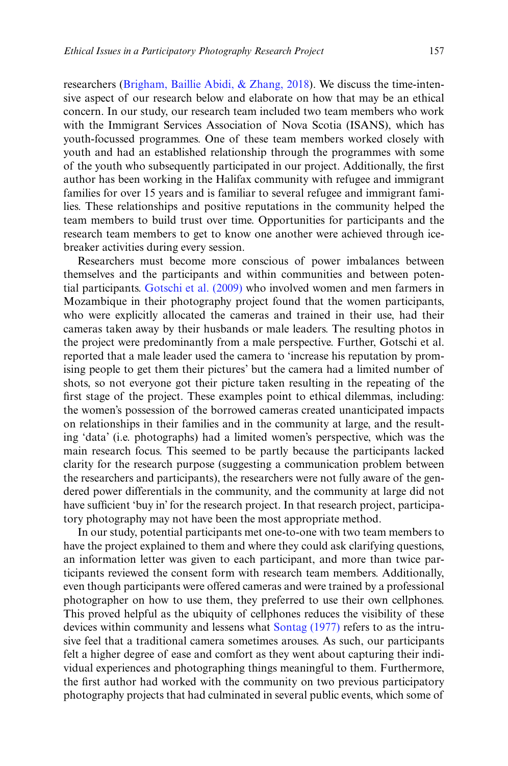researchers (Brigham, Baillie Abidi, & Zhang, 2018). We discuss the time-intensive aspect of our research below and elaborate on how that may be an ethical concern. In our study, our research team included two team members who work with the Immigrant Services Association of Nova Scotia (ISANS), which has youth-focussed programmes. One of these team members worked closely with youth and had an established relationship through the programmes with some of the youth who subsequently participated in our project. Additionally, the first author has been working in the Halifax community with refugee and immigrant families for over 15 years and is familiar to several refugee and immigrant families. These relationships and positive reputations in the community helped the team members to build trust over time. Opportunities for participants and the research team members to get to know one another were achieved through icebreaker activities during every session.

Researchers must become more conscious of power imbalances between themselves and the participants and within communities and between potential participants. Gotschi et al. (2009) who involved women and men farmers in Mozambique in their photography project found that the women participants, who were explicitly allocated the cameras and trained in their use, had their cameras taken away by their husbands or male leaders. The resulting photos in the project were predominantly from a male perspective. Further, Gotschi et al. reported that a male leader used the camera to 'increase his reputation by promising people to get them their pictures' but the camera had a limited number of shots, so not everyone got their picture taken resulting in the repeating of the first stage of the project. These examples point to ethical dilemmas, including: the women's possession of the borrowed cameras created unanticipated impacts on relationships in their families and in the community at large, and the resulting 'data' (i.e. photographs) had a limited women's perspective, which was the main research focus. This seemed to be partly because the participants lacked clarity for the research purpose (suggesting a communication problem between the researchers and participants), the researchers were not fully aware of the gendered power differentials in the community, and the community at large did not have sufficient 'buy in' for the research project. In that research project, participatory photography may not have been the most appropriate method.

In our study, potential participants met one-to-one with two team members to have the project explained to them and where they could ask clarifying questions, an information letter was given to each participant, and more than twice participants reviewed the consent form with research team members. Additionally, even though participants were offered cameras and were trained by a professional photographer on how to use them, they preferred to use their own cellphones. This proved helpful as the ubiquity of cellphones reduces the visibility of these devices within community and lessens what Sontag (1977) refers to as the intrusive feel that a traditional camera sometimes arouses. As such, our participants felt a higher degree of ease and comfort as they went about capturing their individual experiences and photographing things meaningful to them. Furthermore, the first author had worked with the community on two previous participatory photography projects that had culminated in several public events, which some of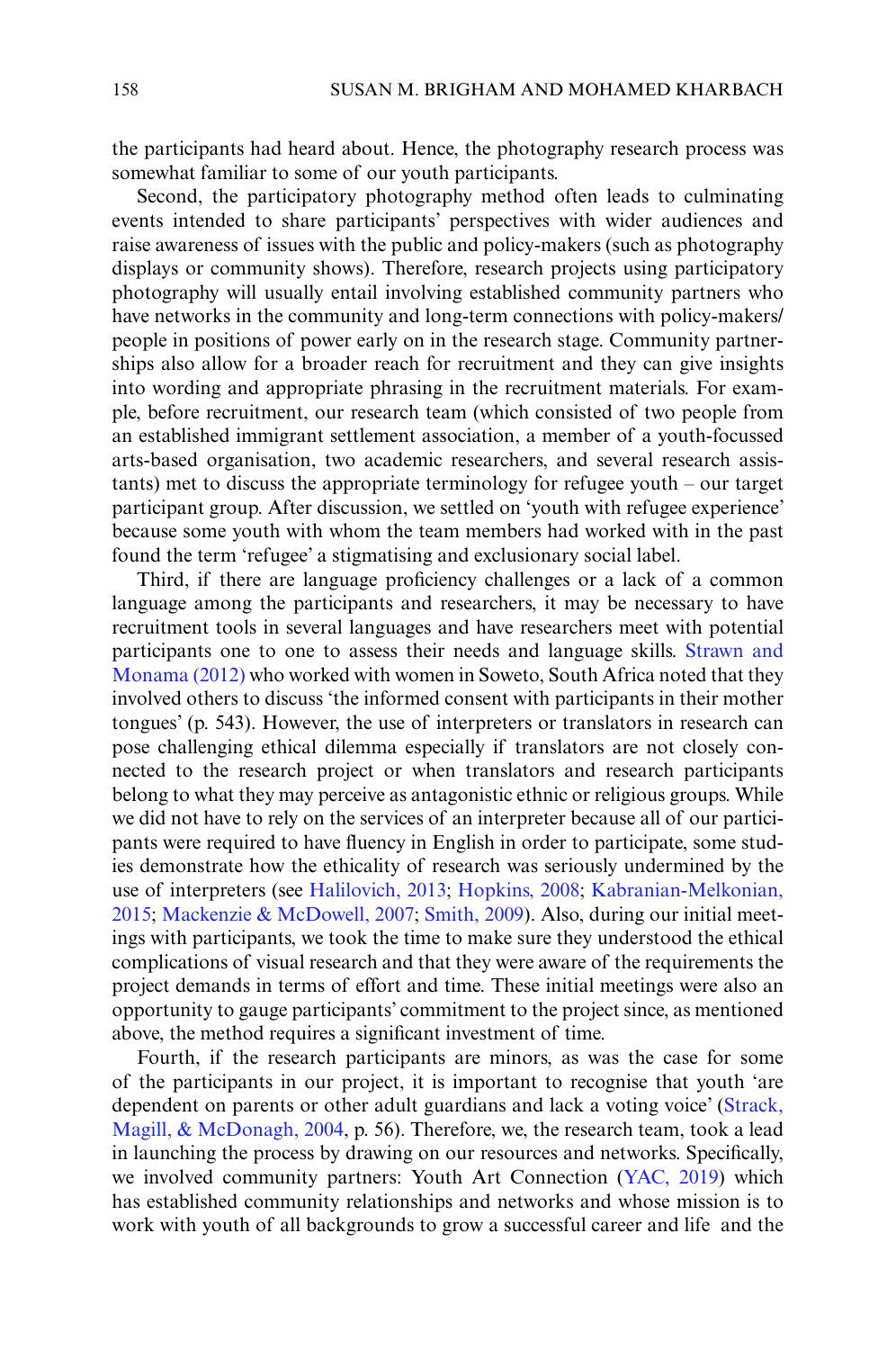the participants had heard about. Hence, the photography research process was somewhat familiar to some of our youth participants.

Second, the participatory photography method often leads to culminating events intended to share participants' perspectives with wider audiences and raise awareness of issues with the public and policy-makers (such as photography displays or community shows). Therefore, research projects using participatory photography will usually entail involving established community partners who have networks in the community and long-term connections with policy-makers/people in positions of power early on in the research stage. Community partnerships also allow for a broader reach for recruitment and they can give insights into wording and appropriate phrasing in the recruitment materials. For example, before recruitment, our research team (which consisted of two people from an established immigrant settlement association, a member of a youth-focussed arts-based organisation, two academic researchers, and several research assistants) met to discuss the appropriate terminology for refugee youth – our target participant group. After discussion, we settled on 'youth with refugee experience' because some youth with whom the team members had worked with in the past found the term 'refugee' a stigmatising and exclusionary social label.

Third, if there are language proficiency challenges or a lack of a common language among the participants and researchers, it may be necessary to have recruitment tools in several languages and have researchers meet with potential participants one to one to assess their needs and language skills. Strawn and Monama (2012) who worked with women in Soweto, South Africa noted that they involved others to discuss 'the informed consent with participants in their mother tongues' (p. 543). However, the use of interpreters or translators in research can pose challenging ethical dilemma especially if translators are not closely connected to the research project or when translators and research participants belong to what they may perceive as antagonistic ethnic or religious groups. While we did not have to rely on the services of an interpreter because all of our participants were required to have fluency in English in order to participate, some studies demonstrate how the ethicality of research was seriously undermined by the use of interpreters (see Halilovich, 2013; Hopkins, 2008; Kabranian-Melkonian, 2015; Mackenzie & McDowell, 2007; Smith, 2009). Also, during our initial meetings with participants, we took the time to make sure they understood the ethical complications of visual research and that they were aware of the requirements the project demands in terms of effort and time. These initial meetings were also an opportunity to gauge participants' commitment to the project since, as mentioned above, the method requires a significant investment of time.

Fourth, if the research participants are minors, as was the case for some of the participants in our project, it is important to recognise that youth 'are dependent on parents or other adult guardians and lack a voting voice' (Strack, Magill, & McDonagh, 2004, p. 56). Therefore, we, the research team, took a lead in launching the process by drawing on our resources and networks. Specifically, we involved community partners: Youth Art Connection (YAC, 2019) which has established community relationships and networks and whose mission is to work with youth of all backgrounds to grow a successful career and life and the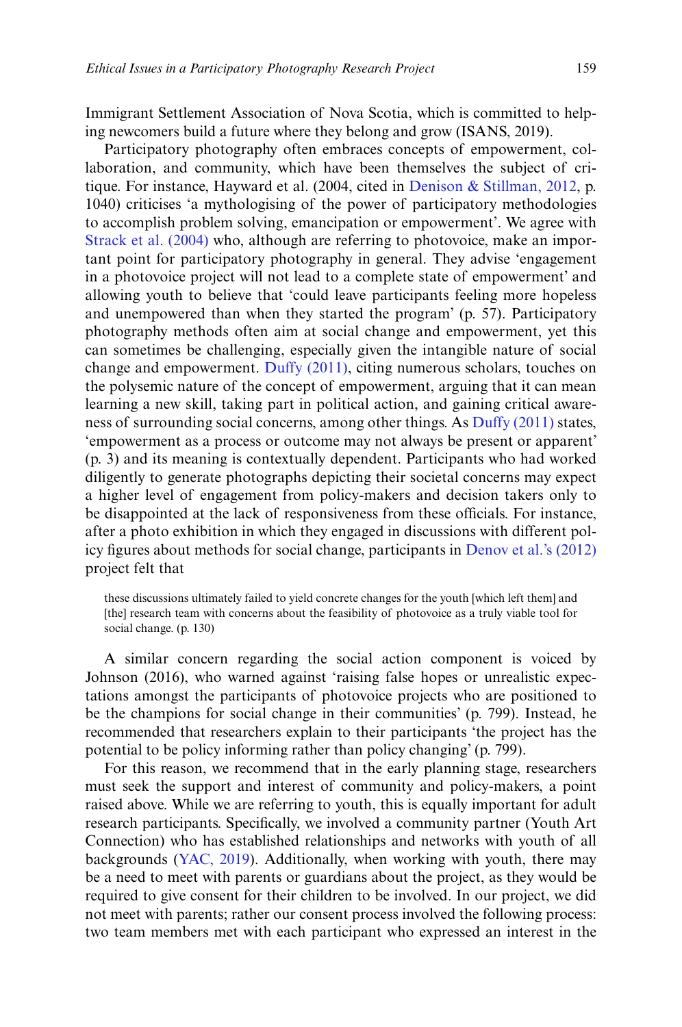Immigrant Settlement Association of Nova Scotia, which is committed to helping newcomers build a future where they belong and grow (ISANS, 2019).

Participatory photography often embraces concepts of empowerment, collaboration, and community, which have been themselves the subject of critique. For instance, Hayward et al. (2004, cited in Denison & Stillman, 2012, p. 1040) criticises 'a mythologising of the power of participatory methodologies to accomplish problem solving, emancipation or empowerment'. We agree with Strack et al. (2004) who, although are referring to photovoice, make an important point for participatory photography in general. They advise 'engagement in a photovoice project will not lead to a complete state of empowerment' and allowing youth to believe that 'could leave participants feeling more hopeless and unempowered than when they started the program' (p. 57). Participatory photography methods often aim at social change and empowerment, yet this can sometimes be challenging, especially given the intangible nature of social change and empowerment. Duffy (2011), citing numerous scholars, touches on the polysemic nature of the concept of empowerment, arguing that it can mean learning a new skill, taking part in political action, and gaining critical awareness of surrounding social concerns, among other things. As Duffy (2011) states, 'empowerment as a process or outcome may not always be present or apparent' (p. 3) and its meaning is contextually dependent. Participants who had worked diligently to generate photographs depicting their societal concerns may expect a higher level of engagement from policy-makers and decision takers only to be disappointed at the lack of responsiveness from these officials. For instance, after a photo exhibition in which they engaged in discussions with different policy figures about methods for social change, participants in Denov et al.'s (2012) project felt that

> these discussions ultimately failed to yield concrete changes for the youth [which left them] and [the] research team with concerns about the feasibility of photovoice as a truly viable tool for social change. (p. 130)

A similar concern regarding the social action component is voiced by Johnson (2016), who warned against 'raising false hopes or unrealistic expectations amongst the participants of photovoice projects who are positioned to be the champions for social change in their communities' (p. 799). Instead, he recommended that researchers explain to their participants 'the project has the potential to be policy informing rather than policy changing' (p. 799).

For this reason, we recommend that in the early planning stage, researchers must seek the support and interest of community and policy-makers, a point raised above. While we are referring to youth, this is equally important for adult research participants. Specifically, we involved a community partner (Youth Art Connection) who has established relationships and networks with youth of all backgrounds (YAC, 2019). Additionally, when working with youth, there may be a need to meet with parents or guardians about the project, as they would be required to give consent for their children to be involved. In our project, we did not meet with parents; rather our consent process involved the following process: two team members met with each participant who expressed an interest in the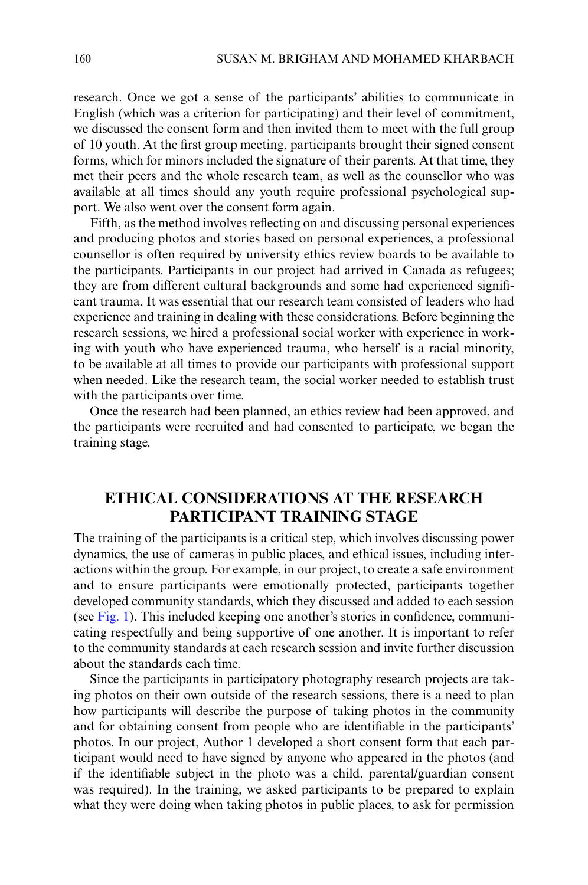research. Once we got a sense of the participants' abilities to communicate in English (which was a criterion for participating) and their level of commitment, we discussed the consent form and then invited them to meet with the full group of 10 youth. At the first group meeting, participants brought their signed consent forms, which for minors included the signature of their parents. At that time, they met their peers and the whole research team, as well as the counsellor who was available at all times should any youth require professional psychological support. We also went over the consent form again.

Fifth, as the method involves reflecting on and discussing personal experiences and producing photos and stories based on personal experiences, a professional counsellor is often required by university ethics review boards to be available to the participants. Participants in our project had arrived in Canada as refugees; they are from different cultural backgrounds and some had experienced significant trauma. It was essential that our research team consisted of leaders who had experience and training in dealing with these considerations. Before beginning the research sessions, we hired a professional social worker with experience in working with youth who have experienced trauma, who herself is a racial minority, to be available at all times to provide our participants with professional support when needed. Like the research team, the social worker needed to establish trust with the participants over time.

Once the research had been planned, an ethics review had been approved, and the participants were recruited and had consented to participate, we began the training stage.

## ETHICAL CONSIDERATIONS AT THE RESEARCH PARTICIPANT TRAINING STAGE

The training of the participants is a critical step, which involves discussing power dynamics, the use of cameras in public places, and ethical issues, including interactions within the group. For example, in our project, to create a safe environment and to ensure participants were emotionally protected, participants together developed community standards, which they discussed and added to each session (see Fig. 1). This included keeping one another's stories in confidence, communicating respectfully and being supportive of one another. It is important to refer to the community standards at each research session and invite further discussion about the standards each time.

Since the participants in participatory photography research projects are taking photos on their own outside of the research sessions, there is a need to plan how participants will describe the purpose of taking photos in the community and for obtaining consent from people who are identifiable in the participants' photos. In our project, Author 1 developed a short consent form that each participant would need to have signed by anyone who appeared in the photos (and if the identifiable subject in the photo was a child, parental/guardian consent was required). In the training, we asked participants to be prepared to explain what they were doing when taking photos in public places, to ask for permission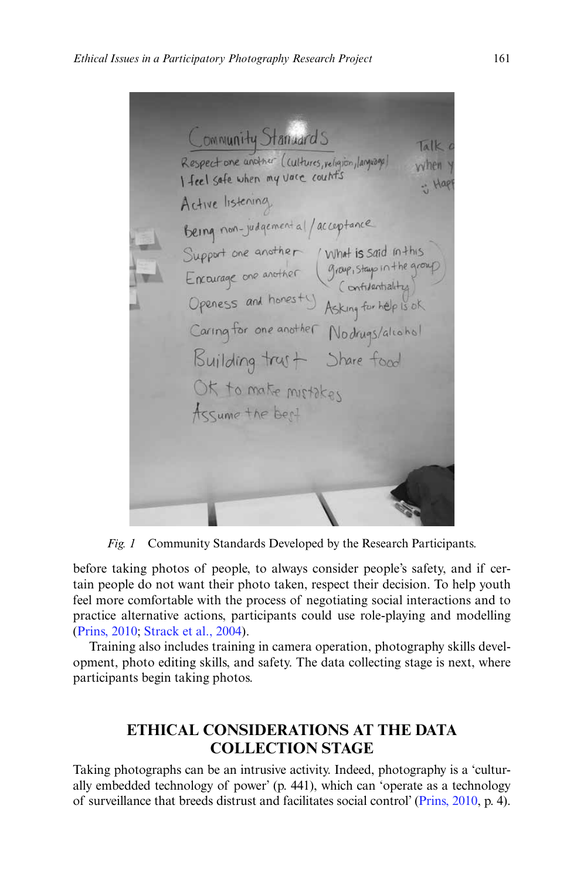*Fig. 1* Community Standards Developed by the Research Participants.

before taking photos of people, to always consider people's safety, and if certain people do not want their photo taken, respect their decision. To help youth feel more comfortable with the process of negotiating social interactions and to practice alternative actions, participants could use role-playing and modelling (Prins, 2010; Strack et al., 2004).

Training also includes training in camera operation, photography skills development, photo editing skills, and safety. The data collecting stage is next, where participants begin taking photos.

## ETHICAL CONSIDERATIONS AT THE DATA COLLECTION STAGE

Taking photographs can be an intrusive activity. Indeed, photography is a 'culturally embedded technology of power' (p. 441), which can 'operate as a technology of surveillance that breeds distrust and facilitates social control' (Prins, 2010, p. 4).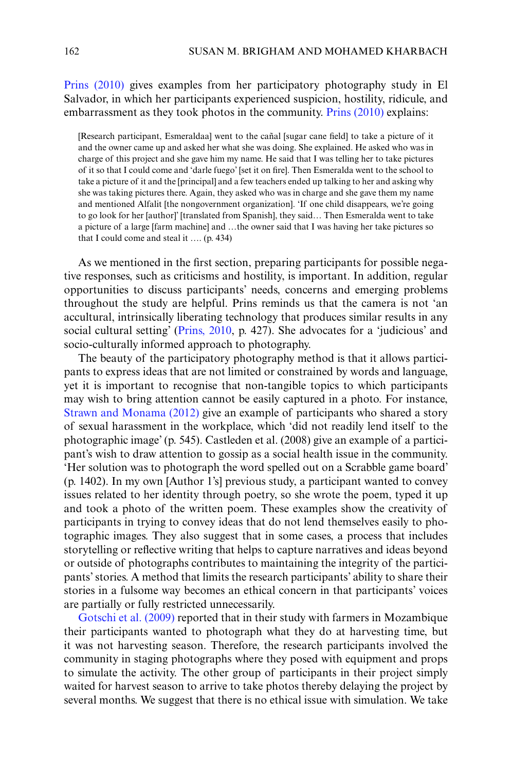Prins (2010) gives examples from her participatory photography study in El Salvador, in which her participants experienced suspicion, hostility, ridicule, and embarrassment as they took photos in the community. Prins (2010) explains:

> [Research participant, Esmeraldaa] went to the cañal [sugar cane field] to take a picture of it and the owner came up and asked her what she was doing. She explained. He asked who was in charge of this project and she gave him my name. He said that I was telling her to take pictures of it so that I could come and 'darle fuego' [set it on fire]. Then Esmeralda went to the school to take a picture of it and the [principal] and a few teachers ended up talking to her and asking why she was taking pictures there. Again, they asked who was in charge and she gave them my name and mentioned Alfalit [the nongovernment organization]. 'If one child disappears, we're going to go look for her [author]' [translated from Spanish], they said… Then Esmeralda went to take a picture of a large [farm machine] and …the owner said that I was having her take pictures so that I could come and steal it …. (p. 434)

As we mentioned in the first section, preparing participants for possible negative responses, such as criticisms and hostility, is important. In addition, regular opportunities to discuss participants' needs, concerns and emerging problems throughout the study are helpful. Prins reminds us that the camera is not 'an accultural, intrinsically liberating technology that produces similar results in any social cultural setting' (Prins, 2010, p. 427). She advocates for a 'judicious' and socio-culturally informed approach to photography.

The beauty of the participatory photography method is that it allows participants to express ideas that are not limited or constrained by words and language, yet it is important to recognise that non-tangible topics to which participants may wish to bring attention cannot be easily captured in a photo. For instance, Strawn and Monama (2012) give an example of participants who shared a story of sexual harassment in the workplace, which 'did not readily lend itself to the photographic image' (p. 545). Castleden et al. (2008) give an example of a participant's wish to draw attention to gossip as a social health issue in the community. 'Her solution was to photograph the word spelled out on a Scrabble game board' (p. 1402). In my own [Author 1's] previous study, a participant wanted to convey issues related to her identity through poetry, so she wrote the poem, typed it up and took a photo of the written poem. These examples show the creativity of participants in trying to convey ideas that do not lend themselves easily to photographic images. They also suggest that in some cases, a process that includes storytelling or reflective writing that helps to capture narratives and ideas beyond or outside of photographs contributes to maintaining the integrity of the participants' stories. A method that limits the research participants' ability to share their stories in a fulsome way becomes an ethical concern in that participants' voices are partially or fully restricted unnecessarily.

Gotschi et al. (2009) reported that in their study with farmers in Mozambique their participants wanted to photograph what they do at harvesting time, but it was not harvesting season. Therefore, the research participants involved the community in staging photographs where they posed with equipment and props to simulate the activity. The other group of participants in their project simply waited for harvest season to arrive to take photos thereby delaying the project by several months. We suggest that there is no ethical issue with simulation. We take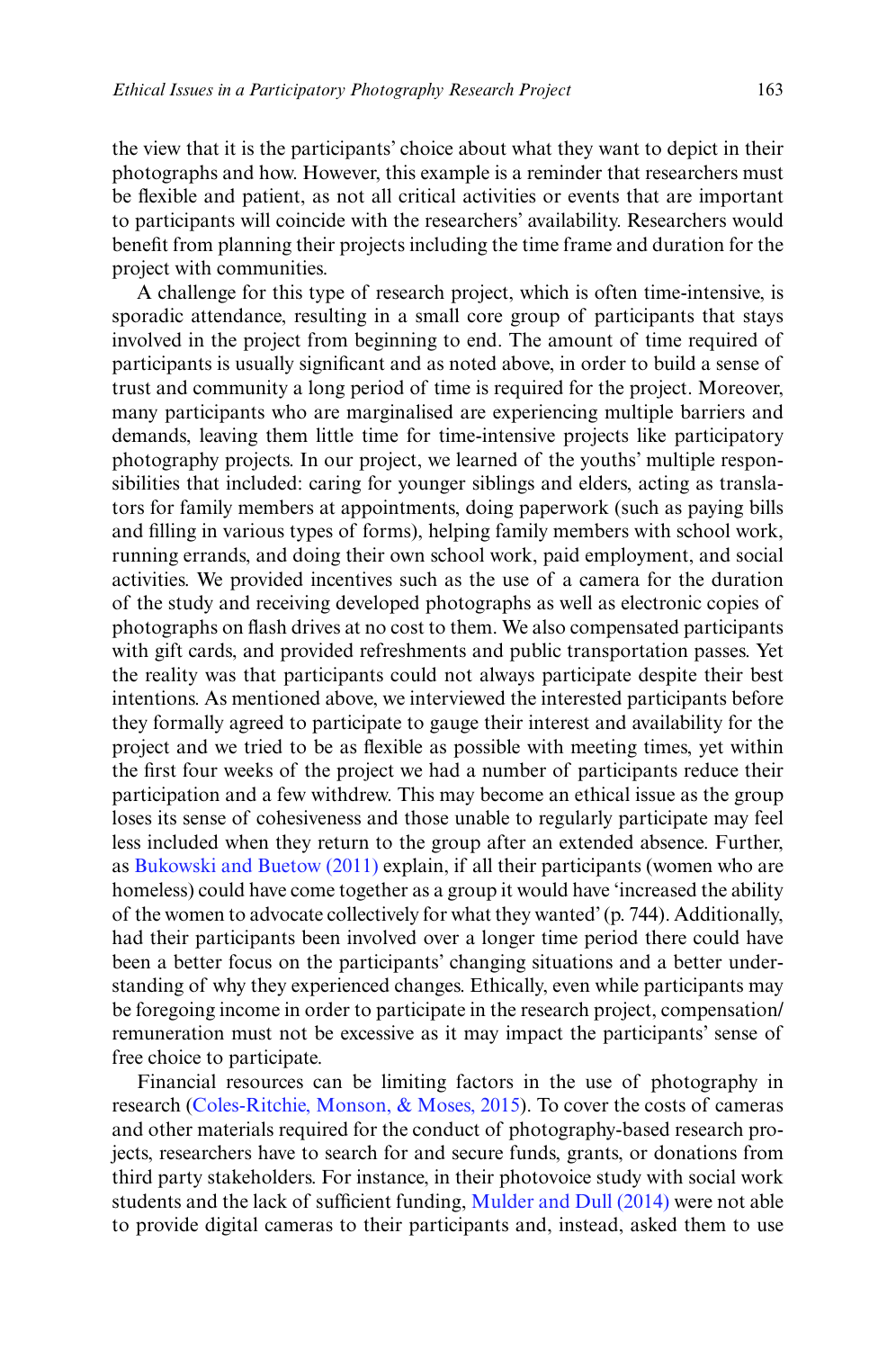the view that it is the participants' choice about what they want to depict in their photographs and how. However, this example is a reminder that researchers must be flexible and patient, as not all critical activities or events that are important to participants will coincide with the researchers' availability. Researchers would benefit from planning their projects including the time frame and duration for the project with communities.

A challenge for this type of research project, which is often time-intensive, is sporadic attendance, resulting in a small core group of participants that stays involved in the project from beginning to end. The amount of time required of participants is usually significant and as noted above, in order to build a sense of trust and community a long period of time is required for the project. Moreover, many participants who are marginalised are experiencing multiple barriers and demands, leaving them little time for time-intensive projects like participatory photography projects. In our project, we learned of the youths' multiple responsibilities that included: caring for younger siblings and elders, acting as translators for family members at appointments, doing paperwork (such as paying bills and filling in various types of forms), helping family members with school work, running errands, and doing their own school work, paid employment, and social activities. We provided incentives such as the use of a camera for the duration of the study and receiving developed photographs as well as electronic copies of photographs on flash drives at no cost to them. We also compensated participants with gift cards, and provided refreshments and public transportation passes. Yet the reality was that participants could not always participate despite their best intentions. As mentioned above, we interviewed the interested participants before they formally agreed to participate to gauge their interest and availability for the project and we tried to be as flexible as possible with meeting times, yet within the first four weeks of the project we had a number of participants reduce their participation and a few withdrew. This may become an ethical issue as the group loses its sense of cohesiveness and those unable to regularly participate may feel less included when they return to the group after an extended absence. Further, as Bukowski and Buetow (2011) explain, if all their participants (women who are homeless) could have come together as a group it would have 'increased the ability of the women to advocate collectively for what they wanted' (p. 744). Additionally, had their participants been involved over a longer time period there could have been a better focus on the participants' changing situations and a better understanding of why they experienced changes. Ethically, even while participants may be foregoing income in order to participate in the research project, compensation/remuneration must not be excessive as it may impact the participants' sense of free choice to participate.

Financial resources can be limiting factors in the use of photography in research (Coles-Ritchie, Monson, & Moses, 2015). To cover the costs of cameras and other materials required for the conduct of photography-based research projects, researchers have to search for and secure funds, grants, or donations from third party stakeholders. For instance, in their photovoice study with social work students and the lack of sufficient funding, Mulder and Dull (2014) were not able to provide digital cameras to their participants and, instead, asked them to use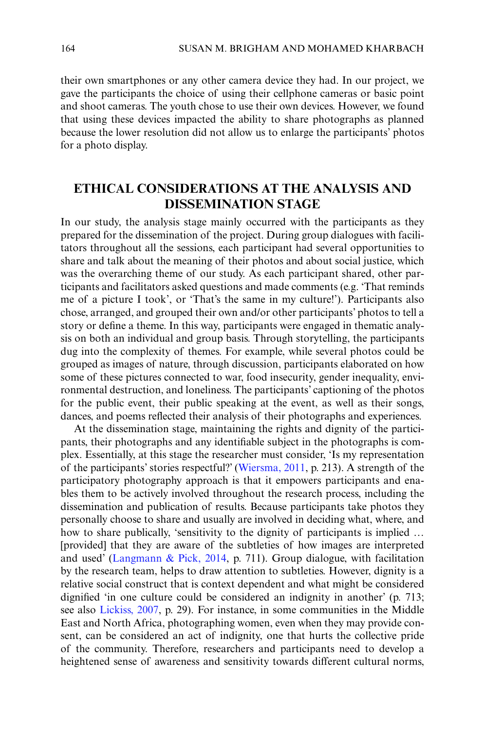their own smartphones or any other camera device they had. In our project, we gave the participants the choice of using their cellphone cameras or basic point and shoot cameras. The youth chose to use their own devices. However, we found that using these devices impacted the ability to share photographs as planned because the lower resolution did not allow us to enlarge the participants' photos for a photo display.

## ETHICAL CONSIDERATIONS AT THE ANALYSIS AND DISSEMINATION STAGE

In our study, the analysis stage mainly occurred with the participants as they prepared for the dissemination of the project. During group dialogues with facilitators throughout all the sessions, each participant had several opportunities to share and talk about the meaning of their photos and about social justice, which was the overarching theme of our study. As each participant shared, other participants and facilitators asked questions and made comments (e.g. 'That reminds me of a picture I took', or 'That's the same in my culture!'). Participants also chose, arranged, and grouped their own and/or other participants' photos to tell a story or define a theme. In this way, participants were engaged in thematic analysis on both an individual and group basis. Through storytelling, the participants dug into the complexity of themes. For example, while several photos could be grouped as images of nature, through discussion, participants elaborated on how some of these pictures connected to war, food insecurity, gender inequality, environmental destruction, and loneliness. The participants' captioning of the photos for the public event, their public speaking at the event, as well as their songs, dances, and poems reflected their analysis of their photographs and experiences.

At the dissemination stage, maintaining the rights and dignity of the participants, their photographs and any identifiable subject in the photographs is complex. Essentially, at this stage the researcher must consider, 'Is my representation of the participants' stories respectful?' (Wiersma, 2011, p. 213). A strength of the participatory photography approach is that it empowers participants and enables them to be actively involved throughout the research process, including the dissemination and publication of results. Because participants take photos they personally choose to share and usually are involved in deciding what, where, and how to share publically, 'sensitivity to the dignity of participants is implied … [provided] that they are aware of the subtleties of how images are interpreted and used' (Langmann & Pick, 2014, p. 711). Group dialogue, with facilitation by the research team, helps to draw attention to subtleties. However, dignity is a relative social construct that is context dependent and what might be considered dignified 'in one culture could be considered an indignity in another' (p. 713; see also Lickiss, 2007, p. 29). For instance, in some communities in the Middle East and North Africa, photographing women, even when they may provide consent, can be considered an act of indignity, one that hurts the collective pride of the community. Therefore, researchers and participants need to develop a heightened sense of awareness and sensitivity towards different cultural norms,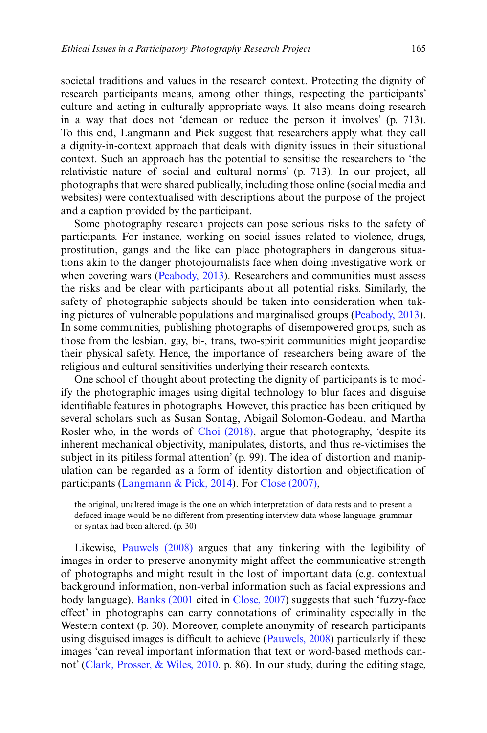societal traditions and values in the research context. Protecting the dignity of research participants means, among other things, respecting the participants' culture and acting in culturally appropriate ways. It also means doing research in a way that does not 'demean or reduce the person it involves' (p. 713). To this end, Langmann and Pick suggest that researchers apply what they call a dignity-in-context approach that deals with dignity issues in their situational context. Such an approach has the potential to sensitise the researchers to 'the relativistic nature of social and cultural norms' (p. 713). In our project, all photographs that were shared publically, including those online (social media and websites) were contextualised with descriptions about the purpose of the project and a caption provided by the participant.

Some photography research projects can pose serious risks to the safety of participants. For instance, working on social issues related to violence, drugs, prostitution, gangs and the like can place photographers in dangerous situations akin to the danger photojournalists face when doing investigative work or when covering wars (Peabody, 2013). Researchers and communities must assess the risks and be clear with participants about all potential risks. Similarly, the safety of photographic subjects should be taken into consideration when taking pictures of vulnerable populations and marginalised groups (Peabody, 2013). In some communities, publishing photographs of disempowered groups, such as those from the lesbian, gay, bi-, trans, two-spirit communities might jeopardise their physical safety. Hence, the importance of researchers being aware of the religious and cultural sensitivities underlying their research contexts.

One school of thought about protecting the dignity of participants is to modify the photographic images using digital technology to blur faces and disguise identifiable features in photographs. However, this practice has been critiqued by several scholars such as Susan Sontag, Abigail Solomon-Godeau, and Martha Rosler who, in the words of Choi (2018), argue that photography, 'despite its inherent mechanical objectivity, manipulates, distorts, and thus re-victimises the subject in its pitiless formal attention' (p. 99). The idea of distortion and manipulation can be regarded as a form of identity distortion and objectification of participants (Langmann & Pick, 2014). For Close (2007),

> the original, unaltered image is the one on which interpretation of data rests and to present a defaced image would be no different from presenting interview data whose language, grammar or syntax had been altered. (p. 30)

Likewise, Pauwels (2008) argues that any tinkering with the legibility of images in order to preserve anonymity might affect the communicative strength of photographs and might result in the lost of important data (e.g. contextual background information, non-verbal information such as facial expressions and body language). Banks (2001 cited in Close, 2007) suggests that such 'fuzzy-face effect' in photographs can carry connotations of criminality especially in the Western context (p. 30). Moreover, complete anonymity of research participants using disguised images is difficult to achieve (Pauwels, 2008) particularly if these images 'can reveal important information that text or word-based methods cannot' (Clark, Prosser, & Wiles, 2010. p. 86). In our study, during the editing stage,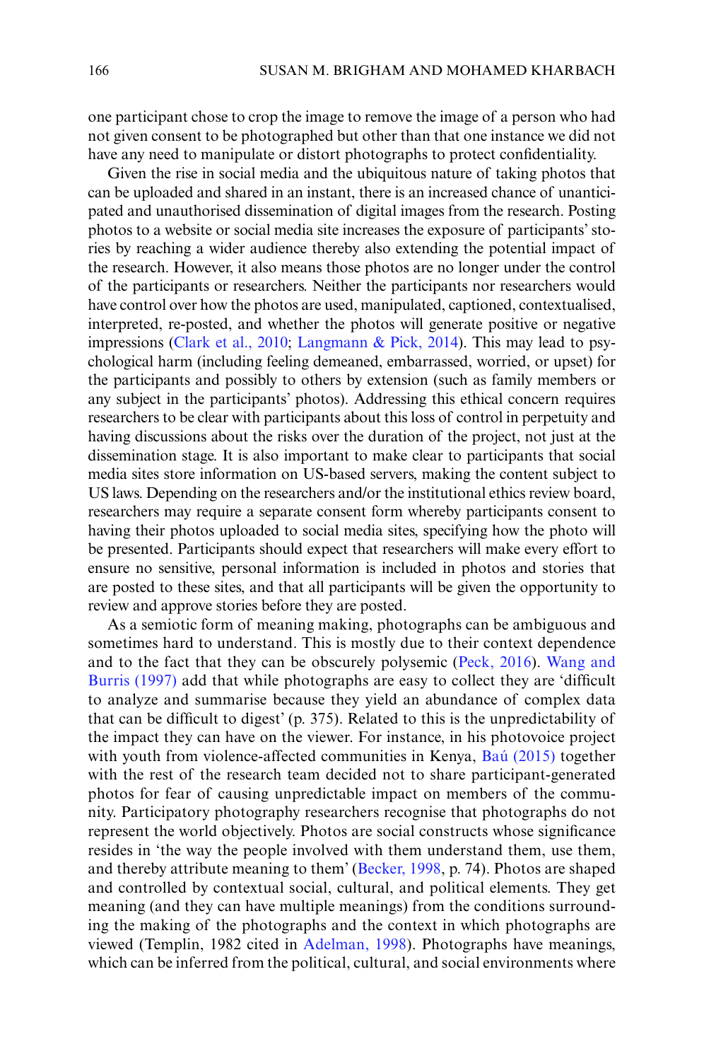one participant chose to crop the image to remove the image of a person who had not given consent to be photographed but other than that one instance we did not have any need to manipulate or distort photographs to protect confidentiality.

Given the rise in social media and the ubiquitous nature of taking photos that can be uploaded and shared in an instant, there is an increased chance of unanticipated and unauthorised dissemination of digital images from the research. Posting photos to a website or social media site increases the exposure of participants' stories by reaching a wider audience thereby also extending the potential impact of the research. However, it also means those photos are no longer under the control of the participants or researchers. Neither the participants nor researchers would have control over how the photos are used, manipulated, captioned, contextualised, interpreted, re-posted, and whether the photos will generate positive or negative impressions (Clark et al., 2010; Langmann & Pick, 2014). This may lead to psychological harm (including feeling demeaned, embarrassed, worried, or upset) for the participants and possibly to others by extension (such as family members or any subject in the participants' photos). Addressing this ethical concern requires researchers to be clear with participants about this loss of control in perpetuity and having discussions about the risks over the duration of the project, not just at the dissemination stage. It is also important to make clear to participants that social media sites store information on US-based servers, making the content subject to US laws. Depending on the researchers and/or the institutional ethics review board, researchers may require a separate consent form whereby participants consent to having their photos uploaded to social media sites, specifying how the photo will be presented. Participants should expect that researchers will make every effort to ensure no sensitive, personal information is included in photos and stories that are posted to these sites, and that all participants will be given the opportunity to review and approve stories before they are posted.

As a semiotic form of meaning making, photographs can be ambiguous and sometimes hard to understand. This is mostly due to their context dependence and to the fact that they can be obscurely polysemic (Peck, 2016). Wang and Burris (1997) add that while photographs are easy to collect they are 'difficult to analyze and summarise because they yield an abundance of complex data that can be difficult to digest' (p. 375). Related to this is the unpredictability of the impact they can have on the viewer. For instance, in his photovoice project with youth from violence-affected communities in Kenya, Baú (2015) together with the rest of the research team decided not to share participant-generated photos for fear of causing unpredictable impact on members of the community. Participatory photography researchers recognise that photographs do not represent the world objectively. Photos are social constructs whose significance resides in 'the way the people involved with them understand them, use them, and thereby attribute meaning to them' (Becker, 1998, p. 74). Photos are shaped and controlled by contextual social, cultural, and political elements. They get meaning (and they can have multiple meanings) from the conditions surrounding the making of the photographs and the context in which photographs are viewed (Templin, 1982 cited in Adelman, 1998). Photographs have meanings, which can be inferred from the political, cultural, and social environments where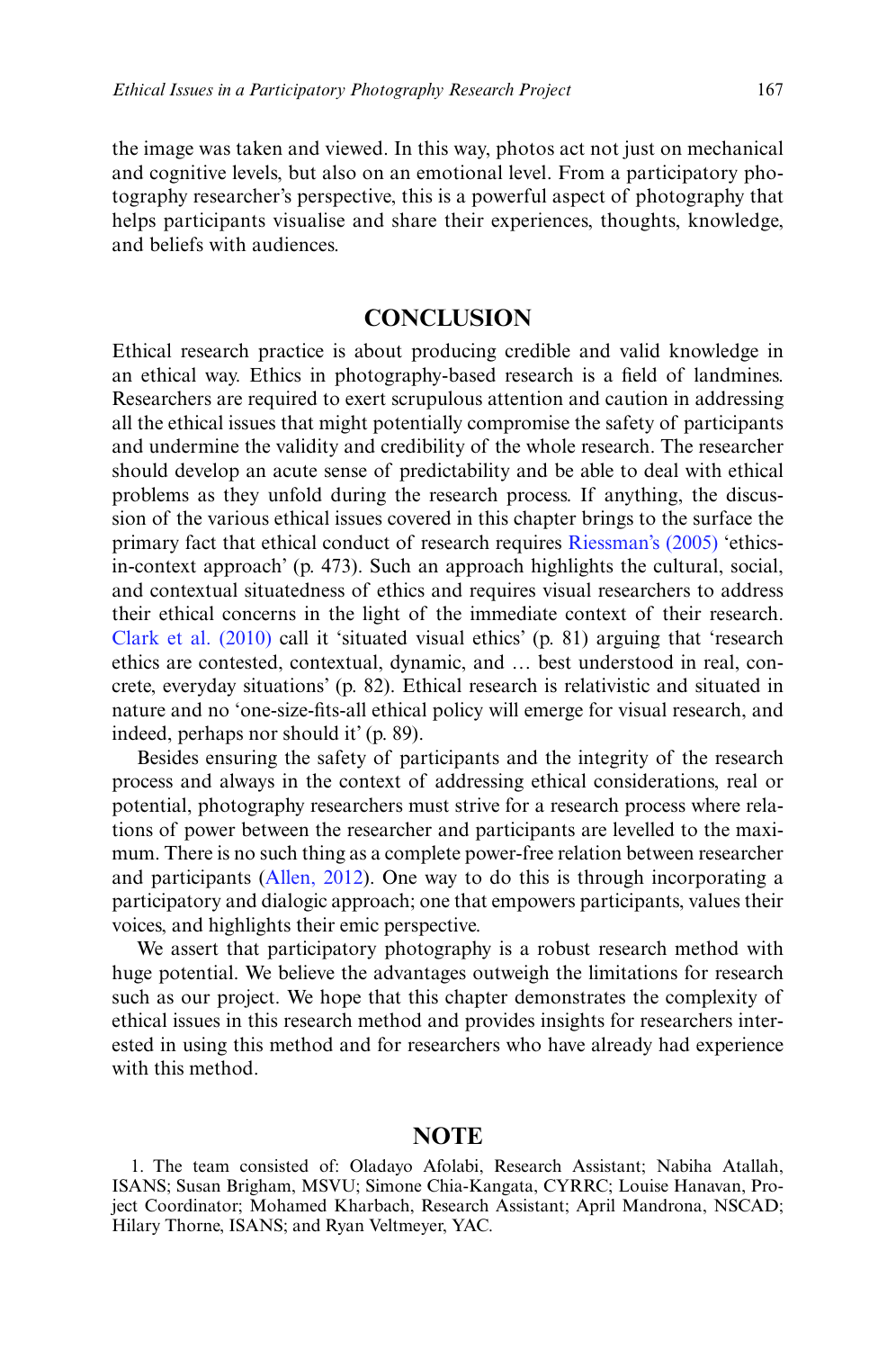the image was taken and viewed. In this way, photos act not just on mechanical and cognitive levels, but also on an emotional level. From a participatory photography researcher's perspective, this is a powerful aspect of photography that helps participants visualise and share their experiences, thoughts, knowledge, and beliefs with audiences.

## CONCLUSION

Ethical research practice is about producing credible and valid knowledge in an ethical way. Ethics in photography-based research is a field of landmines. Researchers are required to exert scrupulous attention and caution in addressing all the ethical issues that might potentially compromise the safety of participants and undermine the validity and credibility of the whole research. The researcher should develop an acute sense of predictability and be able to deal with ethical problems as they unfold during the research process. If anything, the discussion of the various ethical issues covered in this chapter brings to the surface the primary fact that ethical conduct of research requires Riessman's (2005) 'ethics-in-context approach' (p. 473). Such an approach highlights the cultural, social, and contextual situatedness of ethics and requires visual researchers to address their ethical concerns in the light of the immediate context of their research. Clark et al. (2010) call it 'situated visual ethics' (p. 81) arguing that 'research ethics are contested, contextual, dynamic, and … best understood in real, concrete, everyday situations' (p. 82). Ethical research is relativistic and situated in nature and no 'one-size-fits-all ethical policy will emerge for visual research, and indeed, perhaps nor should it' (p. 89).

Besides ensuring the safety of participants and the integrity of the research process and always in the context of addressing ethical considerations, real or potential, photography researchers must strive for a research process where relations of power between the researcher and participants are levelled to the maximum. There is no such thing as a complete power-free relation between researcher and participants (Allen, 2012). One way to do this is through incorporating a participatory and dialogic approach; one that empowers participants, values their voices, and highlights their emic perspective.

We assert that participatory photography is a robust research method with huge potential. We believe the advantages outweigh the limitations for research such as our project. We hope that this chapter demonstrates the complexity of ethical issues in this research method and provides insights for researchers interested in using this method and for researchers who have already had experience with this method.

## NOTE

1. The team consisted of: Oladayo Afolabi, Research Assistant; Nabiha Atallah, ISANS; Susan Brigham, MSVU; Simone Chia-Kangata, CYRRC; Louise Hanavan, Project Coordinator; Mohamed Kharbach, Research Assistant; April Mandrona, NSCAD; Hilary Thorne, ISANS; and Ryan Veltmeyer, YAC.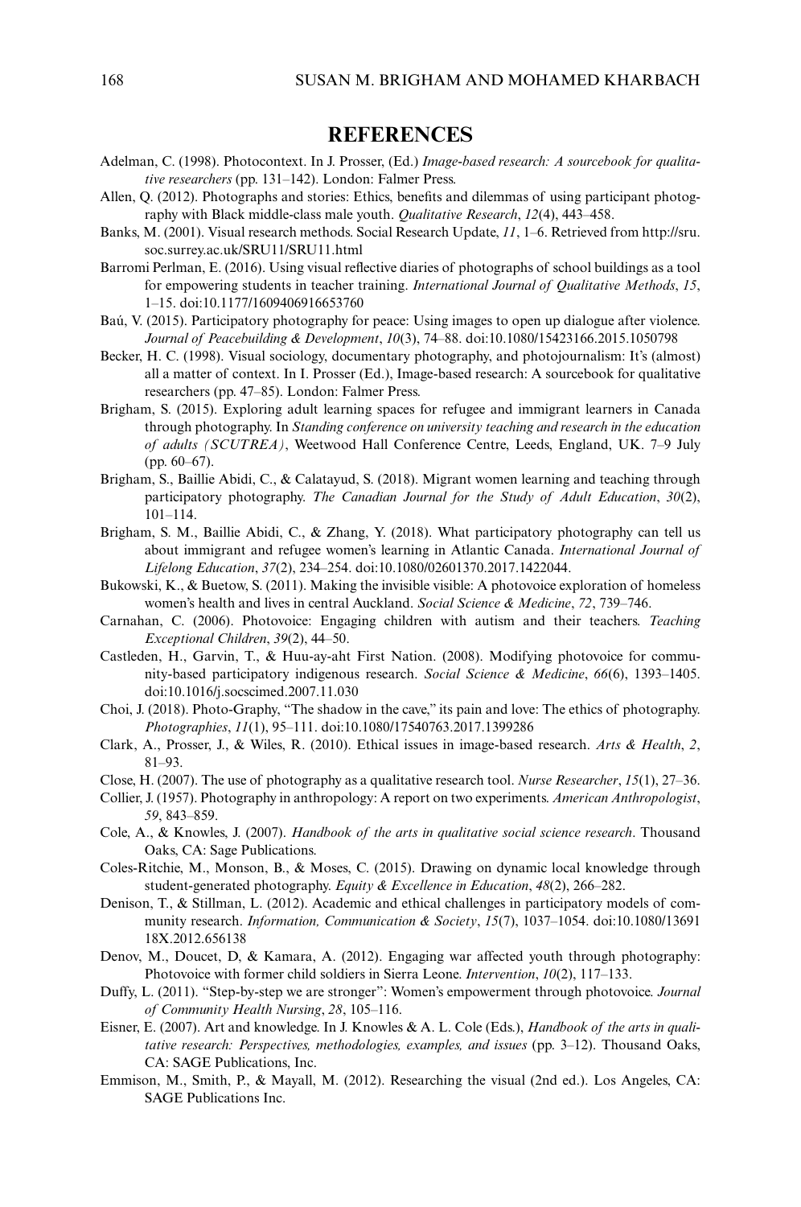## REFERENCES

Adelman, C. (1998). Photocontext. In J. Prosser, (Ed.) *Image-based research: A sourcebook for qualitative researchers* (pp. 131–142). London: Falmer Press.

Allen, Q. (2012). Photographs and stories: Ethics, benefits and dilemmas of using participant photography with Black middle-class male youth. *Qualitative Research*, *12*(4), 443–458.

Banks, M. (2001). Visual research methods. Social Research Update, *11*, 1–6. Retrieved from http://sru.soc.surrey.ac.uk/SRU11/SRU11.html

Barromi Perlman, E. (2016). Using visual reflective diaries of photographs of school buildings as a tool for empowering students in teacher training. *International Journal of Qualitative Methods*, *15*, 1–15. doi:10.1177/1609406916653760

Baú, V. (2015). Participatory photography for peace: Using images to open up dialogue after violence. *Journal of Peacebuilding & Development*, *10*(3), 74–88. doi:10.1080/15423166.2015.1050798

Becker, H. C. (1998). Visual sociology, documentary photography, and photojournalism: It's (almost) all a matter of context. In I. Prosser (Ed.), Image-based research: A sourcebook for qualitative researchers (pp. 47–85). London: Falmer Press.

Brigham, S. (2015). Exploring adult learning spaces for refugee and immigrant learners in Canada through photography. In *Standing conference on university teaching and research in the education of adults (SCUTREA)*, Weetwood Hall Conference Centre, Leeds, England, UK. 7–9 July (pp. 60–67).

Brigham, S., Baillie Abidi, C., & Calatayud, S. (2018). Migrant women learning and teaching through participatory photography. *The Canadian Journal for the Study of Adult Education*, *30*(2), 101–114.

Brigham, S. M., Baillie Abidi, C., & Zhang, Y. (2018). What participatory photography can tell us about immigrant and refugee women's learning in Atlantic Canada. *International Journal of Lifelong Education*, *37*(2), 234–254. doi:10.1080/02601370.2017.1422044.

Bukowski, K., & Buetow, S. (2011). Making the invisible visible: A photovoice exploration of homeless women's health and lives in central Auckland. *Social Science & Medicine*, *72*, 739–746.

Carnahan, C. (2006). Photovoice: Engaging children with autism and their teachers. *Teaching Exceptional Children*, *39*(2), 44–50.

Castleden, H., Garvin, T., & Huu-ay-aht First Nation. (2008). Modifying photovoice for community-based participatory indigenous research. *Social Science & Medicine*, *66*(6), 1393–1405. doi:10.1016/j.socscimed.2007.11.030

Choi, J. (2018). Photo-Graphy, "The shadow in the cave," its pain and love: The ethics of photography. *Photographies*, *11*(1), 95–111. doi:10.1080/17540763.2017.1399286

Clark, A., Prosser, J., & Wiles, R. (2010). Ethical issues in image-based research. *Arts & Health*, *2*, 81–93.

Close, H. (2007). The use of photography as a qualitative research tool. *Nurse Researcher*, *15*(1), 27–36.

Collier, J. (1957). Photography in anthropology: A report on two experiments. *American Anthropologist*, *59*, 843–859.

Cole, A., & Knowles, J. (2007). *Handbook of the arts in qualitative social science research*. Thousand Oaks, CA: Sage Publications.

Coles-Ritchie, M., Monson, B., & Moses, C. (2015). Drawing on dynamic local knowledge through student-generated photography. *Equity & Excellence in Education*, *48*(2), 266–282.

Denison, T., & Stillman, L. (2012). Academic and ethical challenges in participatory models of community research. *Information, Communication & Society*, *15*(7), 1037–1054. doi:10.1080/1369118X.2012.656138

Denov, M., Doucet, D, & Kamara, A. (2012). Engaging war affected youth through photography: Photovoice with former child soldiers in Sierra Leone. *Intervention*, *10*(2), 117–133.

Duffy, L. (2011). "Step-by-step we are stronger": Women's empowerment through photovoice. *Journal of Community Health Nursing*, *28*, 105–116.

Eisner, E. (2007). Art and knowledge. In J. Knowles & A. L. Cole (Eds.), *Handbook of the arts in qualitative research: Perspectives, methodologies, examples, and issues* (pp. 3–12). Thousand Oaks, CA: SAGE Publications, Inc.

Emmison, M., Smith, P., & Mayall, M. (2012). Researching the visual (2nd ed.). Los Angeles, CA: SAGE Publications Inc.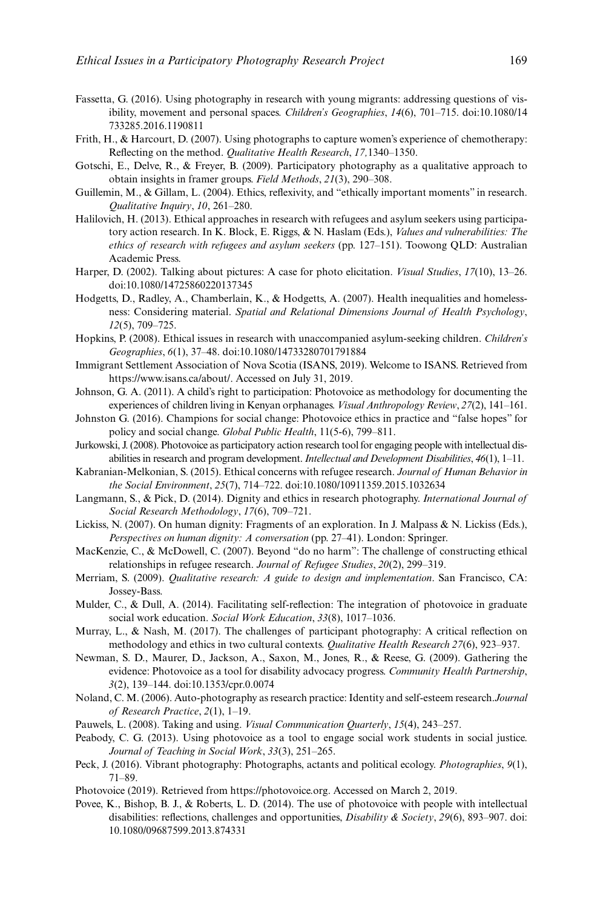Fassetta, G. (2016). Using photography in research with young migrants: addressing questions of visibility, movement and personal spaces. *Children's Geographies*, *14*(6), 701–715. doi:10.1080/14733285.2016.1190811

Frith, H., & Harcourt, D. (2007). Using photographs to capture women's experience of chemotherapy: Reflecting on the method. *Qualitative Health Research*, *17,*1340–1350.

Gotschi, E., Delve, R., & Freyer, B. (2009). Participatory photography as a qualitative approach to obtain insights in framer groups. *Field Methods*, *21*(3), 290–308.

Guillemin, M., & Gillam, L. (2004). Ethics, reflexivity, and "ethically important moments" in research. *Qualitative Inquiry*, *10*, 261–280.

Halilovich, H. (2013). Ethical approaches in research with refugees and asylum seekers using participatory action research. In K. Block, E. Riggs, & N. Haslam (Eds.), *Values and vulnerabilities: The ethics of research with refugees and asylum seekers* (pp. 127–151). Toowong QLD: Australian Academic Press.

Harper, D. (2002). Talking about pictures: A case for photo elicitation. *Visual Studies*, *17*(10), 13–26. doi:10.1080/14725860220137345

Hodgetts, D., Radley, A., Chamberlain, K., & Hodgetts, A. (2007). Health inequalities and homelessness: Considering material. *Spatial and Relational Dimensions Journal of Health Psychology*, *12*(5), 709–725.

Hopkins, P. (2008). Ethical issues in research with unaccompanied asylum-seeking children. *Children's Geographies*, *6*(1), 37–48. doi:10.1080/14733280701791884

Immigrant Settlement Association of Nova Scotia (ISANS, 2019). Welcome to ISANS. Retrieved from https://www.isans.ca/about/. Accessed on July 31, 2019.

Johnson, G. A. (2011). A child's right to participation: Photovoice as methodology for documenting the experiences of children living in Kenyan orphanages. *Visual Anthropology Review*, *27*(2), 141–161.

Johnston G. (2016). Champions for social change: Photovoice ethics in practice and "false hopes" for policy and social change. *Global Public Health*, 11(5-6), 799–811.

Jurkowski, J. (2008). Photovoice as participatory action research tool for engaging people with intellectual disabilities in research and program development. *Intellectual and Development Disabilities*, *46*(1), 1–11.

Kabranian-Melkonian, S. (2015). Ethical concerns with refugee research. *Journal of Human Behavior in the Social Environment*, *25*(7), 714–722. doi:10.1080/10911359.2015.1032634

Langmann, S., & Pick, D. (2014). Dignity and ethics in research photography. *International Journal of Social Research Methodology*, *17*(6), 709–721.

Lickiss, N. (2007). On human dignity: Fragments of an exploration. In J. Malpass & N. Lickiss (Eds.), *Perspectives on human dignity: A conversation* (pp. 27–41). London: Springer.

MacKenzie, C., & McDowell, C. (2007). Beyond "do no harm": The challenge of constructing ethical relationships in refugee research. *Journal of Refugee Studies*, *20*(2), 299–319.

Merriam, S. (2009). *Qualitative research: A guide to design and implementation*. San Francisco, CA: Jossey-Bass.

Mulder, C., & Dull, A. (2014). Facilitating self-reflection: The integration of photovoice in graduate social work education. *Social Work Education*, *33*(8), 1017–1036.

Murray, L., & Nash, M. (2017). The challenges of participant photography: A critical reflection on methodology and ethics in two cultural contexts. *Qualitative Health Research 27*(6), 923–937.

Newman, S. D., Maurer, D., Jackson, A., Saxon, M., Jones, R., & Reese, G. (2009). Gathering the evidence: Photovoice as a tool for disability advocacy progress. *Community Health Partnership*, *3*(2), 139–144. doi:10.1353/cpr.0.0074

Noland, C. M. (2006). Auto-photography as research practice: Identity and self-esteem research.*Journal of Research Practice*, *2*(1), 1–19.

Pauwels, L. (2008). Taking and using. *Visual Communication Quarterly*, *15*(4), 243–257.

Peabody, C. G. (2013). Using photovoice as a tool to engage social work students in social justice. *Journal of Teaching in Social Work*, *33*(3), 251–265.

Peck, J. (2016). Vibrant photography: Photographs, actants and political ecology. *Photographies*, *9*(1), 71–89.

Photovoice (2019). Retrieved from https://photovoice.org. Accessed on March 2, 2019.

Povee, K., Bishop, B. J., & Roberts, L. D. (2014). The use of photovoice with people with intellectual disabilities: reflections, challenges and opportunities, *Disability & Society*, *29*(6), 893–907. doi:10.1080/09687599.2013.874331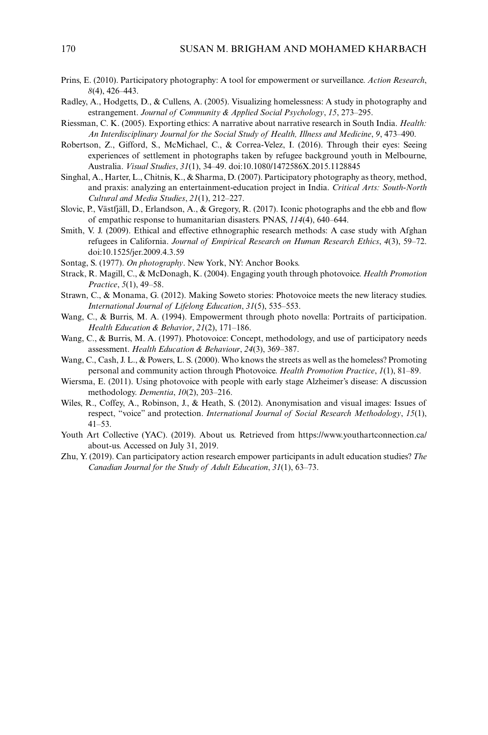Prins, E. (2010). Participatory photography: A tool for empowerment or surveillance. *Action Research*, *8*(4), 426–443.

Radley, A., Hodgetts, D., & Cullens, A. (2005). Visualizing homelessness: A study in photography and estrangement. *Journal of Community & Applied Social Psychology*, *15*, 273–295.

Riessman, C. K. (2005). Exporting ethics: A narrative about narrative research in South India. *Health: An Interdisciplinary Journal for the Social Study of Health, Illness and Medicine*, *9*, 473–490.

Robertson, Z., Gifford, S., McMichael, C., & Correa-Velez, I. (2016). Through their eyes: Seeing experiences of settlement in photographs taken by refugee background youth in Melbourne, Australia. *Visual Studies*, *31*(1), 34–49. doi:10.1080/1472586X.2015.1128845

Singhal, A., Harter, L., Chitnis, K., & Sharma, D. (2007). Participatory photography as theory, method, and praxis: analyzing an entertainment-education project in India. *Critical Arts: South-North Cultural and Media Studies*, *21*(1), 212–227.

Slovic, P., Västfjäll, D., Erlandson, A., & Gregory, R. (2017). Iconic photographs and the ebb and flow of empathic response to humanitarian disasters. PNAS, *114*(4), 640–644.

Smith, V. J. (2009). Ethical and effective ethnographic research methods: A case study with Afghan refugees in California. *Journal of Empirical Research on Human Research Ethics*, *4*(3), 59–72. doi:10.1525/jer.2009.4.3.59

Sontag, S. (1977). *On photography*. New York, NY: Anchor Books.

Strack, R. Magill, C., & McDonagh, K. (2004). Engaging youth through photovoice. *Health Promotion Practice*, *5*(1), 49–58.

Strawn, C., & Monama, G. (2012). Making Soweto stories: Photovoice meets the new literacy studies. *International Journal of Lifelong Education*, *31*(5), 535–553.

Wang, C., & Burris, M. A. (1994). Empowerment through photo novella: Portraits of participation. *Health Education & Behavior*, *21*(2), 171–186.

Wang, C., & Burris, M. A. (1997). Photovoice: Concept, methodology, and use of participatory needs assessment. *Health Education & Behaviour*, *24*(3), 369–387.

Wang, C., Cash, J. L., & Powers, L. S. (2000). Who knows the streets as well as the homeless? Promoting personal and community action through Photovoice. *Health Promotion Practice*, *1*(1), 81–89.

Wiersma, E. (2011). Using photovoice with people with early stage Alzheimer's disease: A discussion methodology. *Dementia*, *10*(2), 203–216.

Wiles, R., Coffey, A., Robinson, J., & Heath, S. (2012). Anonymisation and visual images: Issues of respect, "voice" and protection. *International Journal of Social Research Methodology*, *15*(1), 41–53.

Youth Art Collective (YAC). (2019). About us. Retrieved from https://www.youthartconnection.ca/about-us. Accessed on July 31, 2019.

Zhu, Y. (2019). Can participatory action research empower participants in adult education studies? *The Canadian Journal for the Study of Adult Education*, *31*(1), 63–73.